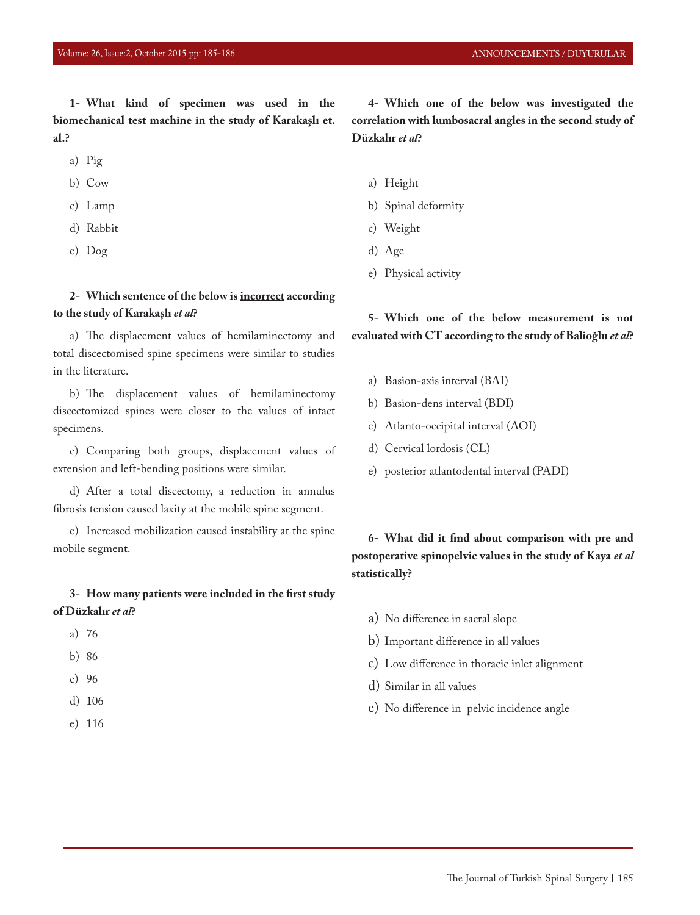**1- What kind of specimen was used in the biomechanical test machine in the study of Karakaşlı et. al.?**

a) Pig

b) Cow

c) Lamp

d) Rabbit

e) Dog

**2- Which sentence of the below is <u>incorrect</u> according to the study of Karakaşlı *et al*?**

a) The displacement values of hemilaminectomy and total discectomised spine specimens were similar to studies in the literature.

b) The displacement values of hemilaminectomy discectomized spines were closer to the values of intact specimens.

c) Comparing both groups, displacement values of extension and left-bending positions were similar.

d) After a total discectomy, a reduction in annulus fibrosis tension caused laxity at the mobile spine segment.

e) Increased mobilization caused instability at the spine mobile segment.

**3- How many patients were included in the first study of Düzkalır *et al*?**

a) 76

b) 86

c) 96

d) 106

e) 116

**4- Which one of the below was investigated the correlation with lumbosacral angles in the second study of Düzkalır *et al*?**

a) Height

b) Spinal deformity

c) Weight

d) Age

e) Physical activity

**5- Which one of the below measurement <u>is not</u> evaluated with CT according to the study of Balioğlu *et al*?**

a) Basion-axis interval (BAI)

b) Basion-dens interval (BDI)

c) Atlanto-occipital interval (AOI)

d) Cervical lordosis (CL)

e) posterior atlantodental interval (PADI)

**6- What did it find about comparison with pre and postoperative spinopelvic values in the study of Kaya *et al* statistically?**

a) No difference in sacral slope

b) Important difference in all values

c) Low difference in thoracic inlet alignment

d) Similar in all values

e) No difference in pelvic incidence angle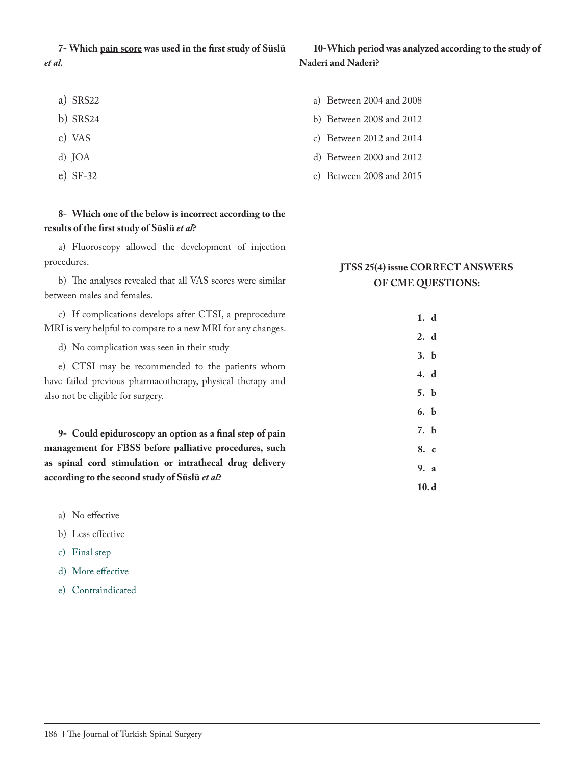**7- Which pain score was used in the first study of Süslü *et al.***

a) SRS22

b) SRS24

c) VAS

d) JOA

e) SF-32

**8- Which one of the below is incorrect according to the results of the first study of Süslü *et al*?**

a) Fluoroscopy allowed the development of injection procedures.

b) The analyses revealed that all VAS scores were similar between males and females.

c) If complications develops after CTSI, a preprocedure MRI is very helpful to compare to a new MRI for any changes.

d) No complication was seen in their study

e) CTSI may be recommended to the patients whom have failed previous pharmacotherapy, physical therapy and also not be eligible for surgery.

**9- Could epiduroscopy an option as a final step of pain management for FBSS before palliative procedures, such as spinal cord stimulation or intrathecal drug delivery according to the second study of Süslü *et al*?**

a) No effective

b) Less effective

c) Final step

d) More effective

e) Contraindicated

**10-Which period was analyzed according to the study of Naderi and Naderi?**

a) Between 2004 and 2008

b) Between 2008 and 2012

c) Between 2012 and 2014

d) Between 2000 and 2012

e) Between 2008 and 2015

## JTSS 25(4) issue CORRECT ANSWERS OF CME QUESTIONS:

**1. d**

**2. d**

**3. b**

**4. d**

**5. b**

**6. b**

**7. b**

**8. c**

**9. a**

**10. d**